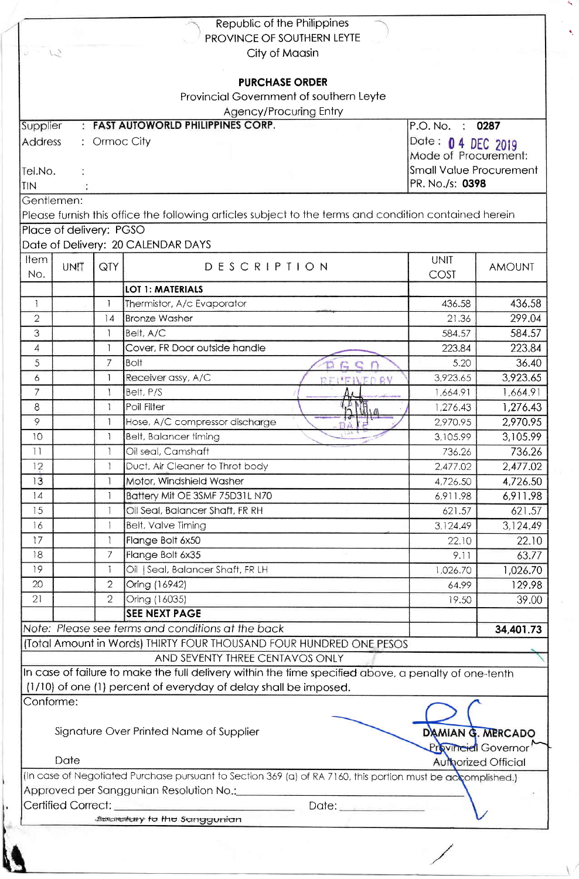Republic of the Philippines
PROVINCE OF SOUTHERN LEYTE
City of Maasin

## PURCHASE ORDER

Provincial Government of southern Leyte
Agency/Procuring Entry

| | |
|---|---|
| Supplier : **FAST AUTOWORLD PHILIPPINES CORP.** | P.O. No. : **0287** |
| Address : Ormoc City | Date : 04 DEC 2019 |
| | Mode of Procurement: |
| Tel.No. : | Small Value Procurement |
| TIN : | PR. No./s: **0398** |

Gentlemen:
Please furnish this office the following articles subject to the terms and condition contained herein

Place of delivery: PGSO
Date of Delivery: 20 CALENDAR DAYS

| Item No. | UNIT | QTY | DESCRIPTION | UNIT COST | AMOUNT |
|---|---|---|---|---|---|
| | | | **LOT 1: MATERIALS** | | |
| 1 | | 1 | Thermistor, A/c Evaporator | 436.58 | 436.58 |
| 2 | | 14 | Bronze Washer | 21.36 | 299.04 |
| 3 | | 1 | Belt, A/C | 584.57 | 584.57 |
| 4 | | 1 | Cover, FR Door outside handle | 223.84 | 223.84 |
| 5 | | 7 | Bolt | 5.20 | 36.40 |
| 6 | | 1 | Receiver assy, A/C | 3,923.65 | 3,923.65 |
| 7 | | 1 | Belt, P/S | 1,664.91 | 1,664.91 |
| 8 | | 1 | Poil Filter | 1,276.43 | 1,276.43 |
| 9 | | 1 | Hose, A/C compressor discharge | 2,970.95 | 2,970.95 |
| 10 | | 1 | Belt, Balancer timing | 3,105.99 | 3,105.99 |
| 11 | | 1 | Oil seal, Camshaft | 736.26 | 736.26 |
| 12 | | 1 | Duct, Air Cleaner to Throt body | 2,477.02 | 2,477.02 |
| 13 | | 1 | Motor, Windshield Washer | 4,726.50 | 4,726.50 |
| 14 | | 1 | Battery Mit OE 3SMF 75D31L N70 | 6,911.98 | 6,911.98 |
| 15 | | 1 | Oil Seal, Balancer Shaft, FR RH | 621.57 | 621.57 |
| 16 | | 1 | Belt, Valve Timing | 3,124.49 | 3,124.49 |
| 17 | | 1 | Flange Bolt 6x50 | 22.10 | 22.10 |
| 18 | | 7 | Flange Bolt 6x35 | 9.11 | 63.77 |
| 19 | | 1 | Oil \| Seal, Balancer Shaft, FR LH | 1,026.70 | 1,026.70 |
| 20 | | 2 | Oring (16942) | 64.99 | 129.98 |
| 21 | | 2 | Oring (16035) | 19.50 | 39.00 |
| | | | **SEE NEXT PAGE** | | |

*Note: Please see terms and conditions at the back* **34,401.73**

(Total Amount in Words) THIRTY FOUR THOUSAND FOUR HUNDRED ONE PESOS AND SEVENTY THREE CENTAVOS ONLY

In case of failure to make the full delivery within the time specified above, a penalty of one-tenth (1/10) of one (1) percent of everyday of delay shall be imposed.

Conforme:

Signature Over Printed Name of Supplier

Date

**DAMIAN G. MERCADO**
Provincial Governor
Authorized Official

(In case of Negotiated Purchase pursuant to Section 369 (a) of RA 7160, this portion must be accomplished.)

Approved per Sanggunian Resolution No.:\_\_\_\_\_\_\_\_\_\_\_\_

Certified Correct: \_\_\_\_\_\_\_\_\_\_\_\_ Date: \_\_\_\_\_\_\_\_\_\_\_\_

Secretary to the Sanggunian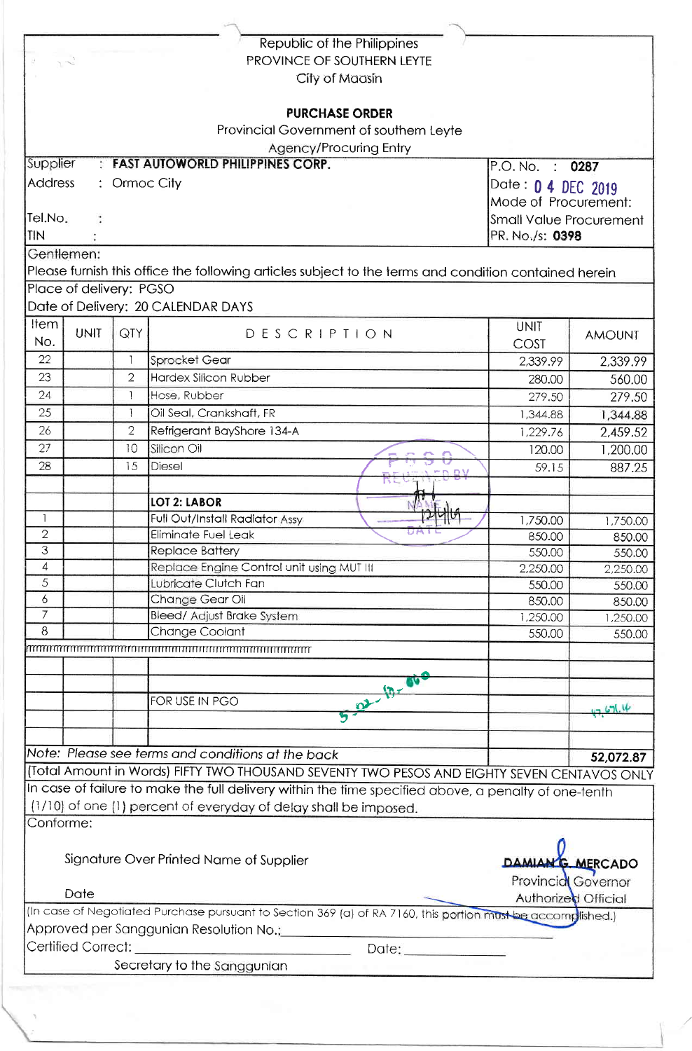Republic of the Philippines
PROVINCE OF SOUTHERN LEYTE
City of Maasin

## PURCHASE ORDER

Provincial Government of southern Leyte
Agency/Procuring Entry

| | |
|---|---|
| Supplier : **FAST AUTOWORLD PHILIPPINES CORP.** | P.O. No. : **0287** |
| Address : Ormoc City | Date : 0 4 DEC 2019 |
| | Mode of Procurement: |
| Tel.No. : | Small Value Procurement |
| TIN : | PR. No./s: **0398** |

Gentlemen:
Please furnish this office the following articles subject to the terms and condition contained herein

Place of delivery: PGSO
Date of Delivery: 20 CALENDAR DAYS

| Item No. | UNIT | QTY | DESCRIPTION | UNIT COST | AMOUNT |
|---|---|---|---|---|---|
| 22 | | 1 | Sprocket Gear | 2,339.99 | 2,339.99 |
| 23 | | 2 | Hardex Silicon Rubber | 280.00 | 560.00 |
| 24 | | 1 | Hose, Rubber | 279.50 | 279.50 |
| 25 | | 1 | Oil Seal, Crankshaft, FR | 1,344.88 | 1,344.88 |
| 26 | | 2 | Refrigerant BayShore 134-A | 1,229.76 | 2,459.52 |
| 27 | | 10 | Silicon Oil | 120.00 | 1,200.00 |
| 28 | | 15 | Diesel | 59.15 | 887.25 |
| | | | | | |
| | | | **LOT 2: LABOR** | | |
| 1 | | | Pull Out/Install Radiator Assy | 1,750.00 | 1,750.00 |
| 2 | | | Eliminate Fuel Leak | 850.00 | 850.00 |
| 3 | | | Replace Battery | 550.00 | 550.00 |
| 4 | | | Replace Engine Control unit using MUT III | 2,250.00 | 2,250.00 |
| 5 | | | Lubricate Clutch Fan | 550.00 | 550.00 |
| 6 | | | Change Gear Oil | 850.00 | 850.00 |
| 7 | | | Bleed/ Adjust Brake System | 1,250.00 | 1,250.00 |
| 8 | | | Change Coolant | 550.00 | 550.00 |
| rrrrrrrrrrrrrrrrrrrrrrrrrrrrrrrrrrrrrrrrrrrrrrrrrrrrrrrrrr | | | | | |
| | | | | | |
| | | | FOR USE IN PGO | | |
| | | | | | |
| Note: *Please see terms and conditions at the back* | | | | | **52,072.87** |

(Total Amount in Words) FIFTY TWO THOUSAND SEVENTY TWO PESOS AND EIGHTY SEVEN CENTAVOS ONLY

In case of failure to make the full delivery within the time specified above, a penalty of one-tenth (1/10) of one (1) percent of everyday of delay shall be imposed.

Conforme:

Signature Over Printed Name of Supplier

Date

**DAMIAN G. MERCADO**
Provincial Governor
Authorized Official

(In case of Negotiated Purchase pursuant to Section 369 (a) of RA 7160, this portion must be accomplished.)

Approved per Sanggunian Resolution No.:______________________

Certified Correct: ______________________ Date: ______________

Secretary to the Sangguniang